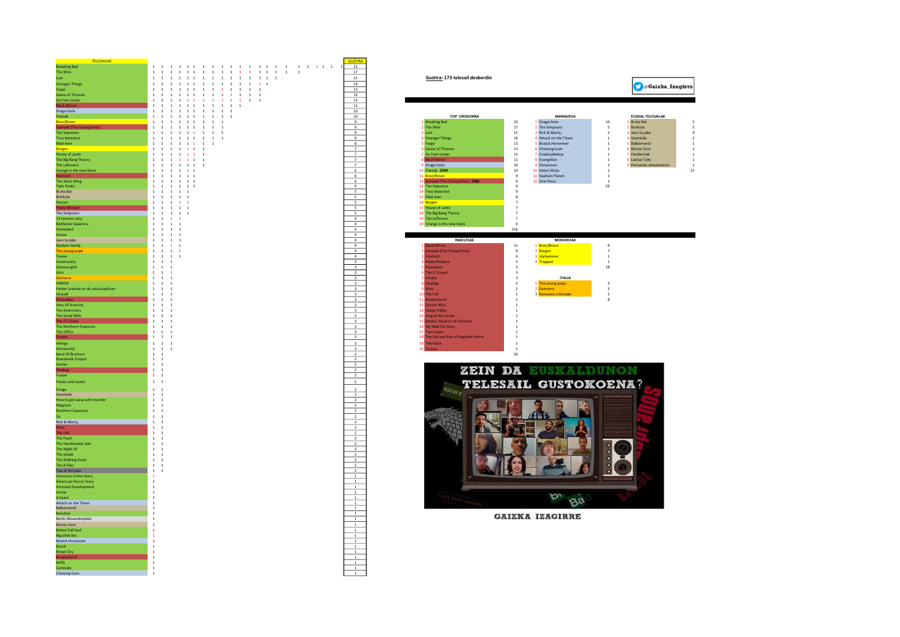| TELESAILAK | GUZTIRA |
|---|---|
| Breaking Bad | 22 |
| The Wire | 17 |
| Lost | 15 |
| Stranger Things | 14 |
| Fargo | 13 |
| Game of Thrones | 13 |
| Six Feet Under | 13 |
| Black Mirror | 11 |
| Dragoi bola | 10 |
| Friends | 10 |
| Bron/Broen | 9 |
| Gazteak (The Young Ones) | 9 |
| The Sopranos | 9 |
| True detective | 9 |
| Mad men | 8 |
| Borgen | 7 |
| House of cards | 7 |
| The Big Bang Theory | 7 |
| The Leftovers | 7 |
| Orange is the new black | 6 |
| Sherlock | 6 |
| The West Wing | 6 |
| Twin Peaks | 6 |
| Bi eta Bat | 5 |
| Brinkola | 5 |
| Narcos | 5 |
| Peaky Blinders | 5 |
| The Simpsons | 5 |
| 13 reasons why | 4 |
| Battlestar Galactica | 4 |
| Homeland | 4 |
| House | 4 |
| Jaun ta jabe | 4 |
| Modern family | 4 |
| The young pope | 4 |
| Treme | 4 |
| Community | 3 |
| Gilmore girls | 3 |
| Girls | 3 |
| Gomorra | 3 |
| HIMYM | 3 |
| Parker Lewisek ez du sekula galtzen | 3 |
| Sense8 | 3 |
| Shameless | 3 |
| Sons Of Anarchy | 3 |
| The Americans | 3 |
| The Good Wife | 3 |
| The IT Crowd | 3 |
| The Northern Exposure | 3 |
| The Office | 3 |
| Utopia | 3 |
| Vikings | 3 |
| Westworld | 3 |
| Band Of Brothers | 2 |
| Boardwalk Empire | 2 |
| Dexter | 2 |
| Fleabag | 2 |
| Frasier | 2 |
| Freaks and Geeks | 2 |
| Fringe | 2 |
| Goenkale | 2 |
| How to get away with murder | 2 |
| Magnum | 2 |
| Northern Exposure | 2 |
| Oz | 2 |
| Rick & Morty, | 2 |
| Skins | 2 |
| The Fall | 2 |
| The Flash | 2 |
| The Handsmaids tale | 2 |
| The Night Of | 2 |
| The shield | 2 |
| The Walking Dead | 2 |
| The X Files | 2 |
| Top of the lake | 2 |
| American Crime Story | 1 |
| American Horror Story | 1 |
| Arrested Development | 1 |
| Arrow | 1 |
| A-team | 1 |
| Attack on the Titans | 1 |
| Balbemendi | 1 |
| Banshee | 1 |
| Berlin Alexanderplatz | 1 |
| Bertan Zoro | 1 |
| Better Call Saul | 1 |
| Big Little lies | 1 |
| Bolack Horseman | 1 |
| Bosch | 1 |
| Broad City | 1 |
| Broadchurch | 1 |
| Buffy | 1 |
| Carnivale | 1 |
| Chewing Gum | 1 |

**Guztira: 173 telesail desberdin**

@Gaizka_Izagirre

| TOP OROKORRA | | |
|---|---|---|
| 1 | Breaking Bad | 22 |
| 2 | The Wire | 17 |
| 3 | Lost | 15 |
| 4 | Stranger Things | 14 |
| 5 | Fargo | 13 |
| 6 | Game of Thrones | 13 |
| 7 | Six Feet Under | 13 |
| 8 | Black Mirror | 11 |
| 9 | Dragoi bola | 10 |
| 10 | Friends **1994** | 10 |
| 11 | Bron/Broen | 9 |
| 12 | Gazteak (The Young Ones) **1982** | 9 |
| 13 | The Sopranos | 9 |
| 14 | True detective | 9 |
| 15 | Mad men | 8 |
| 16 | Borgen | 7 |
| 17 | House of cards | 7 |
| 18 | The Big Bang Theory | 7 |
| 19 | The Leftovers | 7 |
| 20 | Orange is the new black | 6 |
| | | 216 |

| ANIMAZIOA | | |
|---|---|---|
| 1 | Dragoi bola | 10 |
| 2 | The Simpsons | 5 |
| 3 | Rick & Morty, | 2 |
| 4 | Attack on the Titans | 1 |
| 5 | Bolack Horseman | 1 |
| 6 | Chewing Gum | 1 |
| 7 | CowboyBebop | 1 |
| 8 | Evangelion | 1 |
| 9 | Doraemon | 1 |
| 10 | Hatori Ninja | 1 |
| 11 | Kapitain Planet | 1 |
| 12 | One Piece | 1 |
| | | 26 |

| EUSKAL TELESAILAK | | |
|---|---|---|
| 1 | Bi eta Bat | 5 |
| 2 | Brinkola | 5 |
| 3 | Jaun ta jabe | 4 |
| 4 | Goenkale | 2 |
| 5 | Balbemendi | 1 |
| 6 | Bertan Zoro | 1 |
| 7 | Hasiberriak | 1 |
| 8 | Lazkao Txiki | 1 |
| 9 | Pernando amezketarra | 1 |
| | | 21 |

| INGELESAK | | |
|---|---|---|
| 1 | Black Mirror | 11 |
| 2 | Gazteak (The Young Ones) | 9 |
| 3 | Sherlock | 6 |
| 4 | Peaky Blinders | 5 |
| 5 | Shameless | 3 |
| 6 | The IT Crowd | 3 |
| 7 | Utopia | 3 |
| 8 | Fleabag | 2 |
| 9 | Skins | 2 |
| 10 | The Fall | 2 |
| 11 | Broadchurch | 1 |
| 12 | Doctor Who | 1 |
| 13 | Happy Valley | 1 |
| 14 | King of the Castle | 1 |
| 15 | Medici, Masters of Florence | 1 |
| 16 | My Mad Fat Diary | 1 |
| 17 | The Crown | 1 |
| 18 | The Fall and Rise of Reginald Perrin | 1 |
| 19 | The Knick | 1 |
| 20 | Vicious | 1 |
| | | 56 |

| NORDIKOAK | | |
|---|---|---|
| 1 | Bron/Broen | 9 |
| 2 | Borgen | 7 |
| 3 | Lilyhammer | 1 |
| 4 | Trapped | 1 |
| | | 18 |

| ITALIA | | |
|---|---|---|
| 1 | The young pope | 4 |
| 2 | Gomorra | 3 |
| 3 | Romanzo criminale | 1 |
| | | 8 |

**ZEIN DA EUSKALDUNON TELESAIL GUSTOKOENA?**

**GAIZKA IZAGIRRE**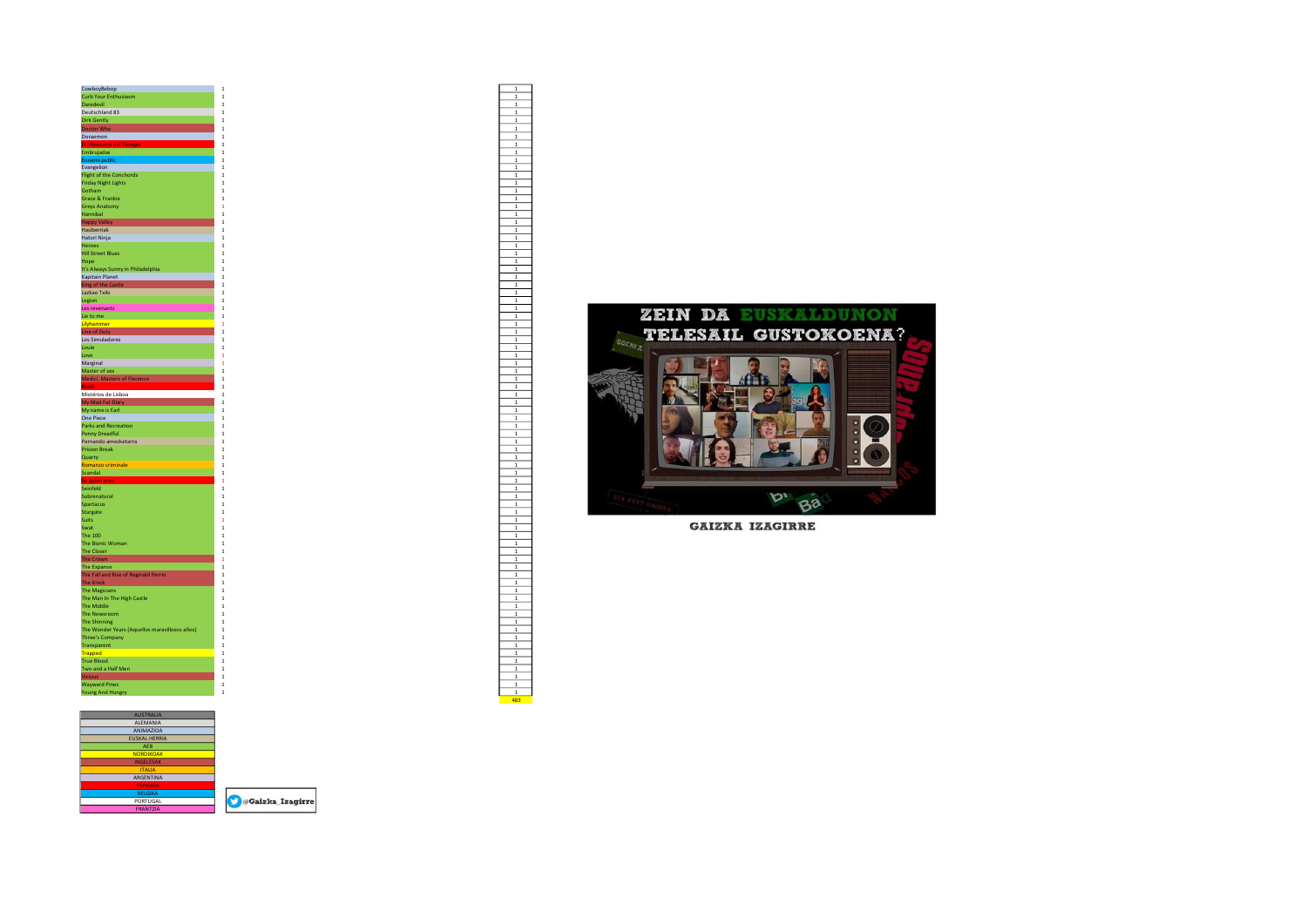| | |
|---|---|
| CowboyBebop | 1 |
| Curb Your Enthusiasm | 1 |
| Daredevil | 1 |
| Deutschland 83 | 1 |
| Dirk Gently | 1 |
| Doctor Who | 1 |
| Doraemon | 1 |
| El Ministerio del Tiempo | 1 |
| Embrujadas | 1 |
| Ennemi public | 1 |
| Evangelion | 1 |
| Flight of the Conchords | 1 |
| Friday Night Lights | 1 |
| Gotham | 1 |
| Grace & Frankie | 1 |
| Greys Anatomy | 1 |
| Hannibal | 1 |
| Happy Valley | 1 |
| Hasiberriak | 1 |
| Hatori Ninja | 1 |
| Heroes | 1 |
| Hill Street Blues | 1 |
| Hope | 1 |
| It's Always Sunny in Philadelphia | 1 |
| Kapitain Planet | 1 |
| King of the Castle | 1 |
| Lazkao Txiki | 1 |
| Legion | 1 |
| Les revenants | 1 |
| Lie to me | 1 |
| Lilyhammer | 1 |
| Line of Duty | 1 |
| Los Simuladores | 1 |
| Louie | 1 |
| Love | 1 |
| Marginal | 1 |
| Master of sex | 1 |
| Medici, Masters of Florence | 1 |
| Merlí | 1 |
| Mistérios de Lisboa | 1 |
| My Mad Fat Diary | 1 |
| My name is Earl | 1 |
| One Piece | 1 |
| Parks and Recreation | 1 |
| Penny Dreadful | 1 |
| Pernando amezketarra | 1 |
| Prision Break | 1 |
| Quarry | 1 |
| Romanzo criminale | 1 |
| Scandal | 1 |
| Se quien eres | 1 |
| Seinfeld | 1 |
| Sobrenatural | 1 |
| Spartacus | 1 |
| Stargate | 1 |
| Suits | 1 |
| Swat | 1 |
| The 100 | 1 |
| The Bionic Woman | 1 |
| The Closer | 1 |
| The Crown | 1 |
| The Expanse | 1 |
| The Fall and Rise of Reginald Perrin | 1 |
| The Knick | 1 |
| The Magicians | 1 |
| The Man In The High Castle | 1 |
| The Middle | 1 |
| The Newsroom | 1 |
| The Shinning | 1 |
| The Wonder Years (Aquellos maravillosos años) | 1 |
| Three's Company | 1 |
| Transparent | 1 |
| Trapped | 1 |
| True Blood | 1 |
| Two and a Half Men | 1 |
| Vicious | 1 |
| Wayward Pines | 1 |
| Young And Hungry | 1 |
| | 483 |

| |
|---|
| AUSTRALIA |
| ALEMANIA |
| ANIMAZIOA |
| EUSKAL HERRIA |
| AEB |
| NORDIKOAK |
| INGELESAK |
| ITALIA |
| ARGENTINA |
| ESPAINIA |
| BELGIKA |
| PORTUGAL |
| FRANTZIA |

@Gaizka_Izagirre

ZEIN DA EUSKALDUNON TELESAIL GUSTOKOENA?

GAIZKA IZAGIRRE